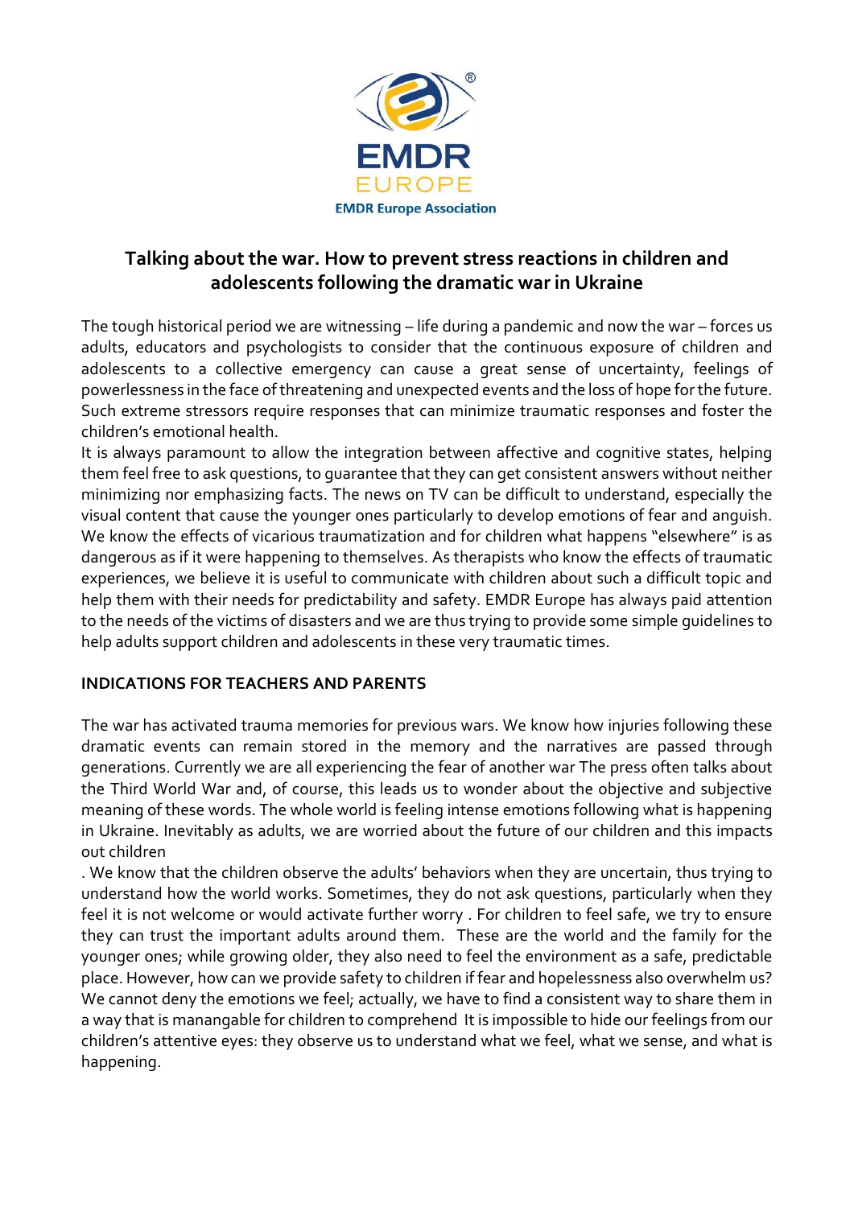EMDR EUROPE

EMDR Europe Association

## Talking about the war. How to prevent stress reactions in children and adolescents following the dramatic war in Ukraine

The tough historical period we are witnessing – life during a pandemic and now the war – forces us adults, educators and psychologists to consider that the continuous exposure of children and adolescents to a collective emergency can cause a great sense of uncertainty, feelings of powerlessness in the face of threatening and unexpected events and the loss of hope for the future. Such extreme stressors require responses that can minimize traumatic responses and foster the children's emotional health.

It is always paramount to allow the integration between affective and cognitive states, helping them feel free to ask questions, to guarantee that they can get consistent answers without neither minimizing nor emphasizing facts. The news on TV can be difficult to understand, especially the visual content that cause the younger ones particularly to develop emotions of fear and anguish. We know the effects of vicarious traumatization and for children what happens "elsewhere" is as dangerous as if it were happening to themselves. As therapists who know the effects of traumatic experiences, we believe it is useful to communicate with children about such a difficult topic and help them with their needs for predictability and safety. EMDR Europe has always paid attention to the needs of the victims of disasters and we are thus trying to provide some simple guidelines to help adults support children and adolescents in these very traumatic times.

### INDICATIONS FOR TEACHERS AND PARENTS

The war has activated trauma memories for previous wars. We know how injuries following these dramatic events can remain stored in the memory and the narratives are passed through generations. Currently we are all experiencing the fear of another war The press often talks about the Third World War and, of course, this leads us to wonder about the objective and subjective meaning of these words. The whole world is feeling intense emotions following what is happening in Ukraine. Inevitably as adults, we are worried about the future of our children and this impacts out children

. We know that the children observe the adults' behaviors when they are uncertain, thus trying to understand how the world works. Sometimes, they do not ask questions, particularly when they feel it is not welcome or would activate further worry . For children to feel safe, we try to ensure they can trust the important adults around them. These are the world and the family for the younger ones; while growing older, they also need to feel the environment as a safe, predictable place. However, how can we provide safety to children if fear and hopelessness also overwhelm us? We cannot deny the emotions we feel; actually, we have to find a consistent way to share them in a way that is manangable for children to comprehend It is impossible to hide our feelings from our children's attentive eyes: they observe us to understand what we feel, what we sense, and what is happening.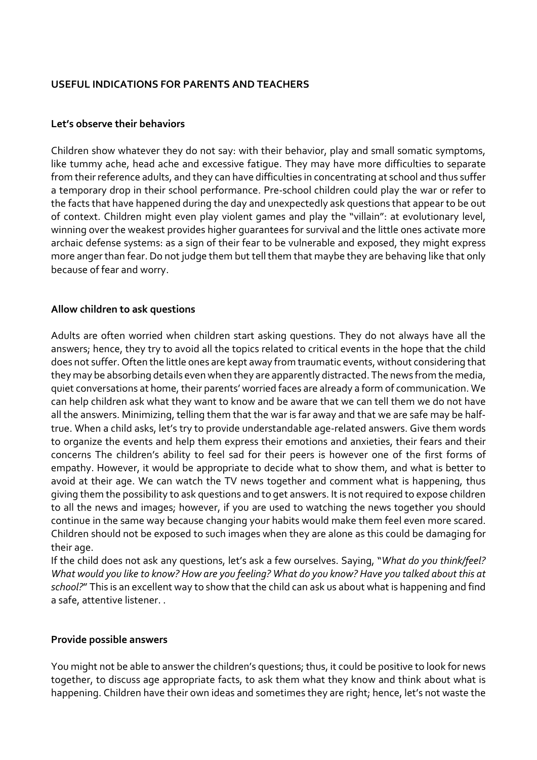## USEFUL INDICATIONS FOR PARENTS AND TEACHERS

### Let's observe their behaviors

Children show whatever they do not say: with their behavior, play and small somatic symptoms, like tummy ache, head ache and excessive fatigue. They may have more difficulties to separate from their reference adults, and they can have difficulties in concentrating at school and thus suffer a temporary drop in their school performance. Pre-school children could play the war or refer to the facts that have happened during the day and unexpectedly ask questions that appear to be out of context. Children might even play violent games and play the "villain": at evolutionary level, winning over the weakest provides higher guarantees for survival and the little ones activate more archaic defense systems: as a sign of their fear to be vulnerable and exposed, they might express more anger than fear. Do not judge them but tell them that maybe they are behaving like that only because of fear and worry.

### Allow children to ask questions

Adults are often worried when children start asking questions. They do not always have all the answers; hence, they try to avoid all the topics related to critical events in the hope that the child does not suffer. Often the little ones are kept away from traumatic events, without considering that they may be absorbing details even when they are apparently distracted. The news from the media, quiet conversations at home, their parents' worried faces are already a form of communication. We can help children ask what they want to know and be aware that we can tell them we do not have all the answers. Minimizing, telling them that the war is far away and that we are safe may be half-true. When a child asks, let's try to provide understandable age-related answers. Give them words to organize the events and help them express their emotions and anxieties, their fears and their concerns The children's ability to feel sad for their peers is however one of the first forms of empathy. However, it would be appropriate to decide what to show them, and what is better to avoid at their age. We can watch the TV news together and comment what is happening, thus giving them the possibility to ask questions and to get answers. It is not required to expose children to all the news and images; however, if you are used to watching the news together you should continue in the same way because changing your habits would make them feel even more scared. Children should not be exposed to such images when they are alone as this could be damaging for their age.

If the child does not ask any questions, let's ask a few ourselves. Saying, "*What do you think/feel? What would you like to know? How are you feeling? What do you know? Have you talked about this at school?*" This is an excellent way to show that the child can ask us about what is happening and find a safe, attentive listener. .

### Provide possible answers

You might not be able to answer the children's questions; thus, it could be positive to look for news together, to discuss age appropriate facts, to ask them what they know and think about what is happening. Children have their own ideas and sometimes they are right; hence, let's not waste the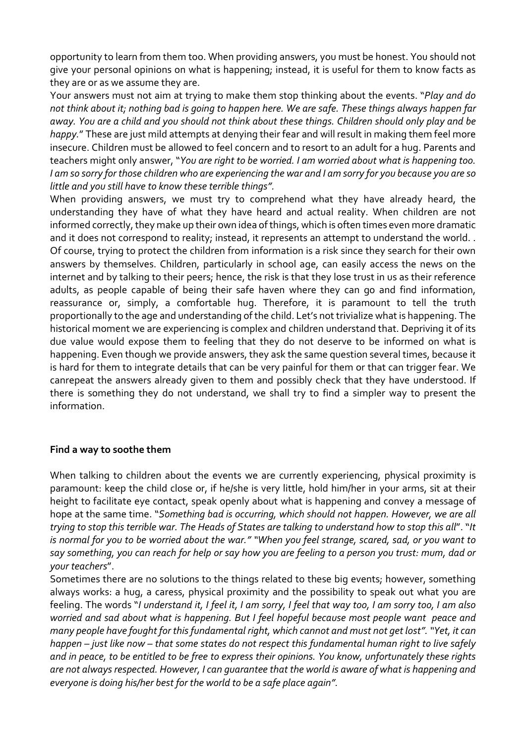opportunity to learn from them too. When providing answers, you must be honest. You should not give your personal opinions on what is happening; instead, it is useful for them to know facts as they are or as we assume they are.

Your answers must not aim at trying to make them stop thinking about the events. "*Play and do not think about it; nothing bad is going to happen here. We are safe. These things always happen far away. You are a child and you should not think about these things. Children should only play and be happy.*" These are just mild attempts at denying their fear and will result in making them feel more insecure. Children must be allowed to feel concern and to resort to an adult for a hug. Parents and teachers might only answer, "*You are right to be worried. I am worried about what is happening too. I am so sorry for those children who are experiencing the war and I am sorry for you because you are so little and you still have to know these terrible things".*

When providing answers, we must try to comprehend what they have already heard, the understanding they have of what they have heard and actual reality. When children are not informed correctly, they make up their own idea of things, which is often times even more dramatic and it does not correspond to reality; instead, it represents an attempt to understand the world. . Of course, trying to protect the children from information is a risk since they search for their own answers by themselves. Children, particularly in school age, can easily access the news on the internet and by talking to their peers; hence, the risk is that they lose trust in us as their reference adults, as people capable of being their safe haven where they can go and find information, reassurance or, simply, a comfortable hug. Therefore, it is paramount to tell the truth proportionally to the age and understanding of the child. Let's not trivialize what is happening. The historical moment we are experiencing is complex and children understand that. Depriving it of its due value would expose them to feeling that they do not deserve to be informed on what is happening. Even though we provide answers, they ask the same question several times, because it is hard for them to integrate details that can be very painful for them or that can trigger fear. We canrepeat the answers already given to them and possibly check that they have understood. If there is something they do not understand, we shall try to find a simpler way to present the information.

**Find a way to soothe them**

When talking to children about the events we are currently experiencing, physical proximity is paramount: keep the child close or, if he/she is very little, hold him/her in your arms, sit at their height to facilitate eye contact, speak openly about what is happening and convey a message of hope at the same time. "*Something bad is occurring, which should not happen. However, we are all trying to stop this terrible war. The Heads of States are talking to understand how to stop this all*". "*It is normal for you to be worried about the war.*" "*When you feel strange, scared, sad, or you want to say something, you can reach for help or say how you are feeling to a person you trust: mum, dad or your teachers*".

Sometimes there are no solutions to the things related to these big events; however, something always works: a hug, a caress, physical proximity and the possibility to speak out what you are feeling. The words "*I understand it, I feel it, I am sorry, I feel that way too, I am sorry too, I am also worried and sad about what is happening. But I feel hopeful because most people want peace and many people have fought for this fundamental right, which cannot and must not get lost".* "*Yet, it can happen – just like now – that some states do not respect this fundamental human right to live safely and in peace, to be entitled to be free to express their opinions. You know, unfortunately these rights are not always respected. However, I can guarantee that the world is aware of what is happening and everyone is doing his/her best for the world to be a safe place again".*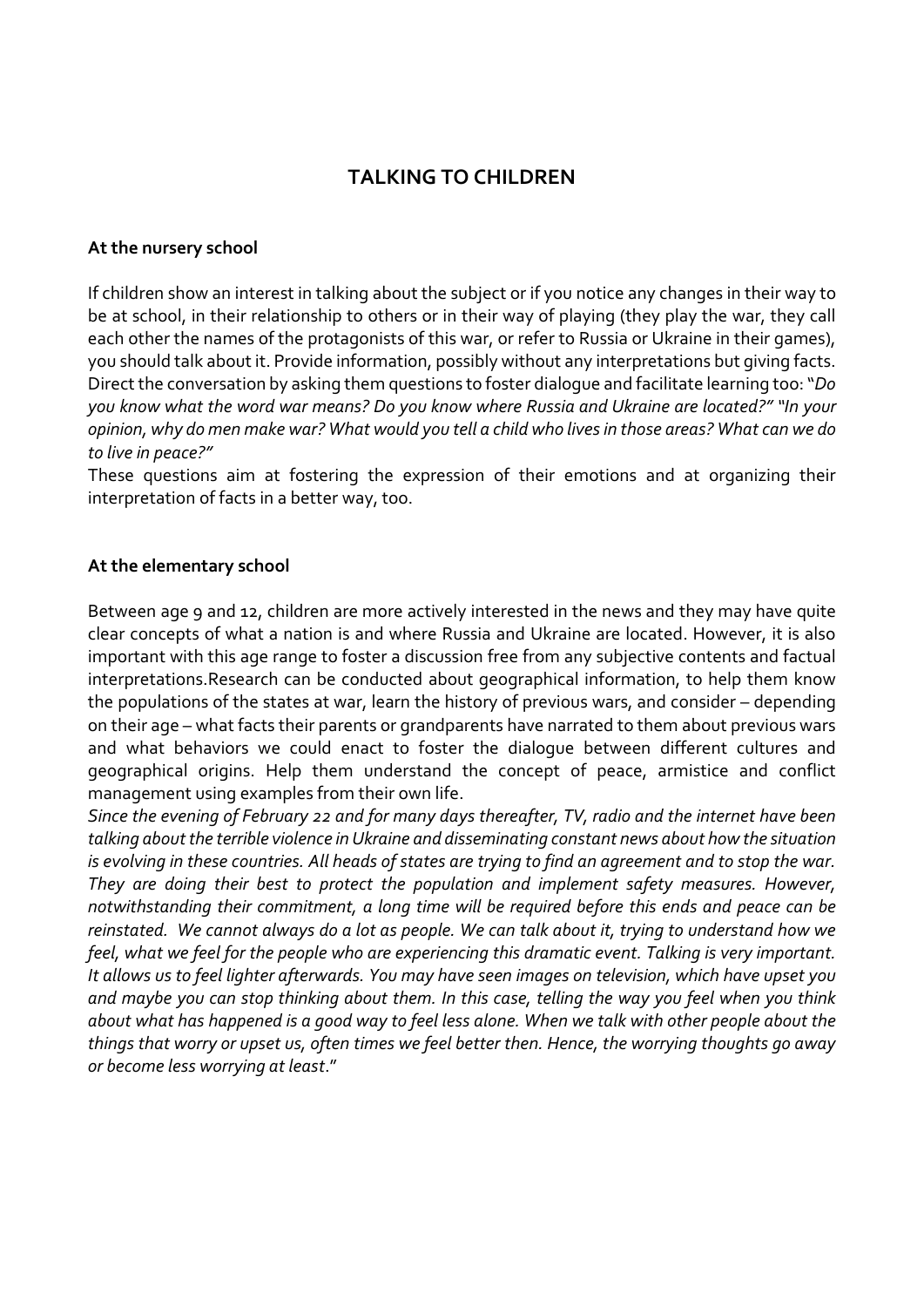## TALKING TO CHILDREN

**At the nursery school**

If children show an interest in talking about the subject or if you notice any changes in their way to be at school, in their relationship to others or in their way of playing (they play the war, they call each other the names of the protagonists of this war, or refer to Russia or Ukraine in their games), you should talk about it. Provide information, possibly without any interpretations but giving facts. Direct the conversation by asking them questions to foster dialogue and facilitate learning too: "*Do you know what the word war means? Do you know where Russia and Ukraine are located?" "In your opinion, why do men make war? What would you tell a child who lives in those areas? What can we do to live in peace?"*

These questions aim at fostering the expression of their emotions and at organizing their interpretation of facts in a better way, too.

**At the elementary school**

Between age 9 and 12, children are more actively interested in the news and they may have quite clear concepts of what a nation is and where Russia and Ukraine are located. However, it is also important with this age range to foster a discussion free from any subjective contents and factual interpretations.Research can be conducted about geographical information, to help them know the populations of the states at war, learn the history of previous wars, and consider – depending on their age – what facts their parents or grandparents have narrated to them about previous wars and what behaviors we could enact to foster the dialogue between different cultures and geographical origins. Help them understand the concept of peace, armistice and conflict management using examples from their own life.

*Since the evening of February 22 and for many days thereafter, TV, radio and the internet have been talking about the terrible violence in Ukraine and disseminating constant news about how the situation is evolving in these countries. All heads of states are trying to find an agreement and to stop the war. They are doing their best to protect the population and implement safety measures. However, notwithstanding their commitment, a long time will be required before this ends and peace can be reinstated. We cannot always do a lot as people. We can talk about it, trying to understand how we feel, what we feel for the people who are experiencing this dramatic event. Talking is very important. It allows us to feel lighter afterwards. You may have seen images on television, which have upset you and maybe you can stop thinking about them. In this case, telling the way you feel when you think about what has happened is a good way to feel less alone. When we talk with other people about the things that worry or upset us, often times we feel better then. Hence, the worrying thoughts go away or become less worrying at least*."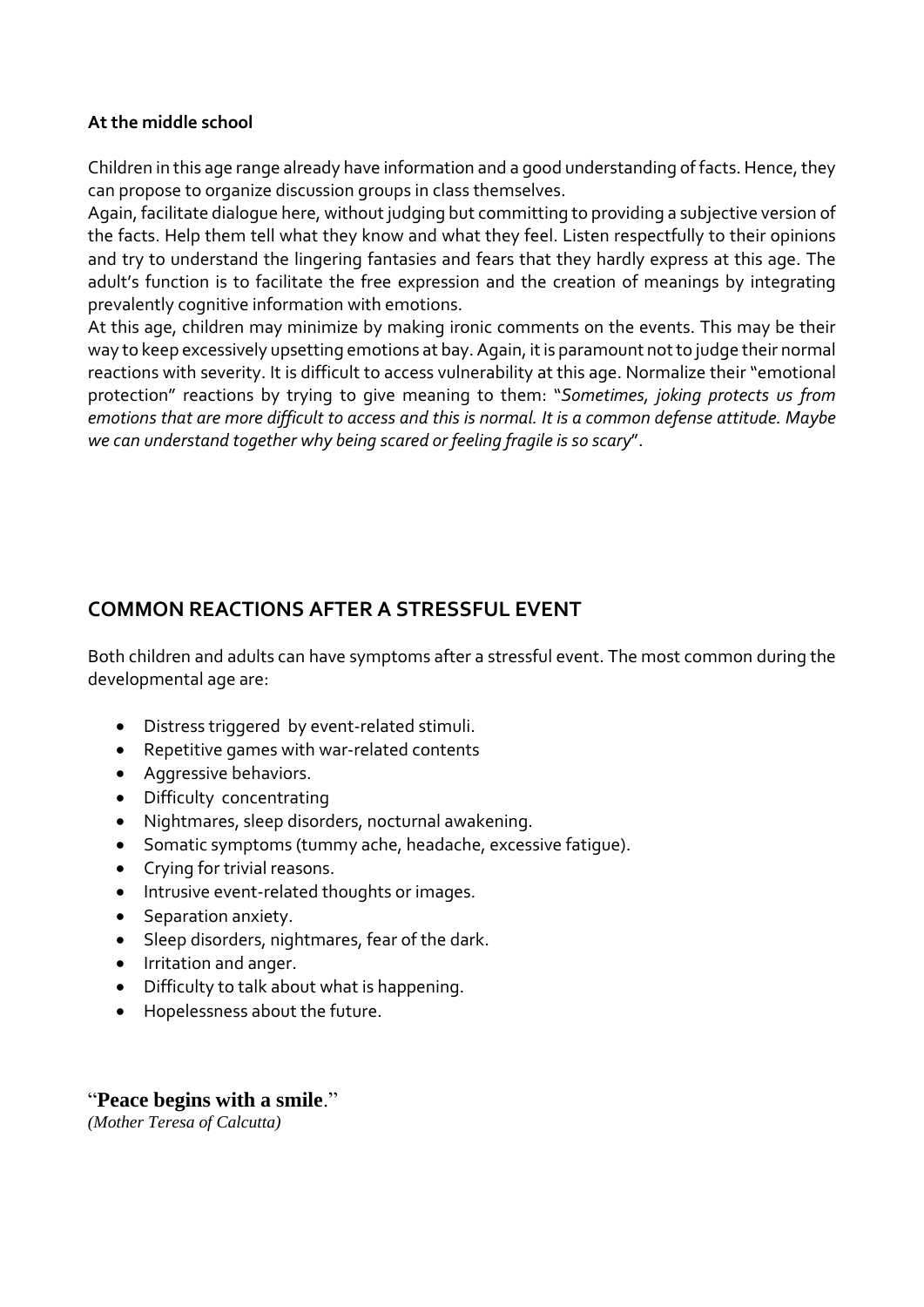**At the middle school**

Children in this age range already have information and a good understanding of facts. Hence, they can propose to organize discussion groups in class themselves.

Again, facilitate dialogue here, without judging but committing to providing a subjective version of the facts. Help them tell what they know and what they feel. Listen respectfully to their opinions and try to understand the lingering fantasies and fears that they hardly express at this age. The adult's function is to facilitate the free expression and the creation of meanings by integrating prevalently cognitive information with emotions.

At this age, children may minimize by making ironic comments on the events. This may be their way to keep excessively upsetting emotions at bay. Again, it is paramount not to judge their normal reactions with severity. It is difficult to access vulnerability at this age. Normalize their "emotional protection" reactions by trying to give meaning to them: "*Sometimes, joking protects us from emotions that are more difficult to access and this is normal. It is a common defense attitude. Maybe we can understand together why being scared or feeling fragile is so scary*".

## COMMON REACTIONS AFTER A STRESSFUL EVENT

Both children and adults can have symptoms after a stressful event. The most common during the developmental age are:

- Distress triggered by event-related stimuli.
- Repetitive games with war-related contents
- Aggressive behaviors.
- Difficulty concentrating
- Nightmares, sleep disorders, nocturnal awakening.
- Somatic symptoms (tummy ache, headache, excessive fatigue).
- Crying for trivial reasons.
- Intrusive event-related thoughts or images.
- Separation anxiety.
- Sleep disorders, nightmares, fear of the dark.
- Irritation and anger.
- Difficulty to talk about what is happening.
- Hopelessness about the future.

"**Peace begins with a smile**."
*(Mother Teresa of Calcutta)*